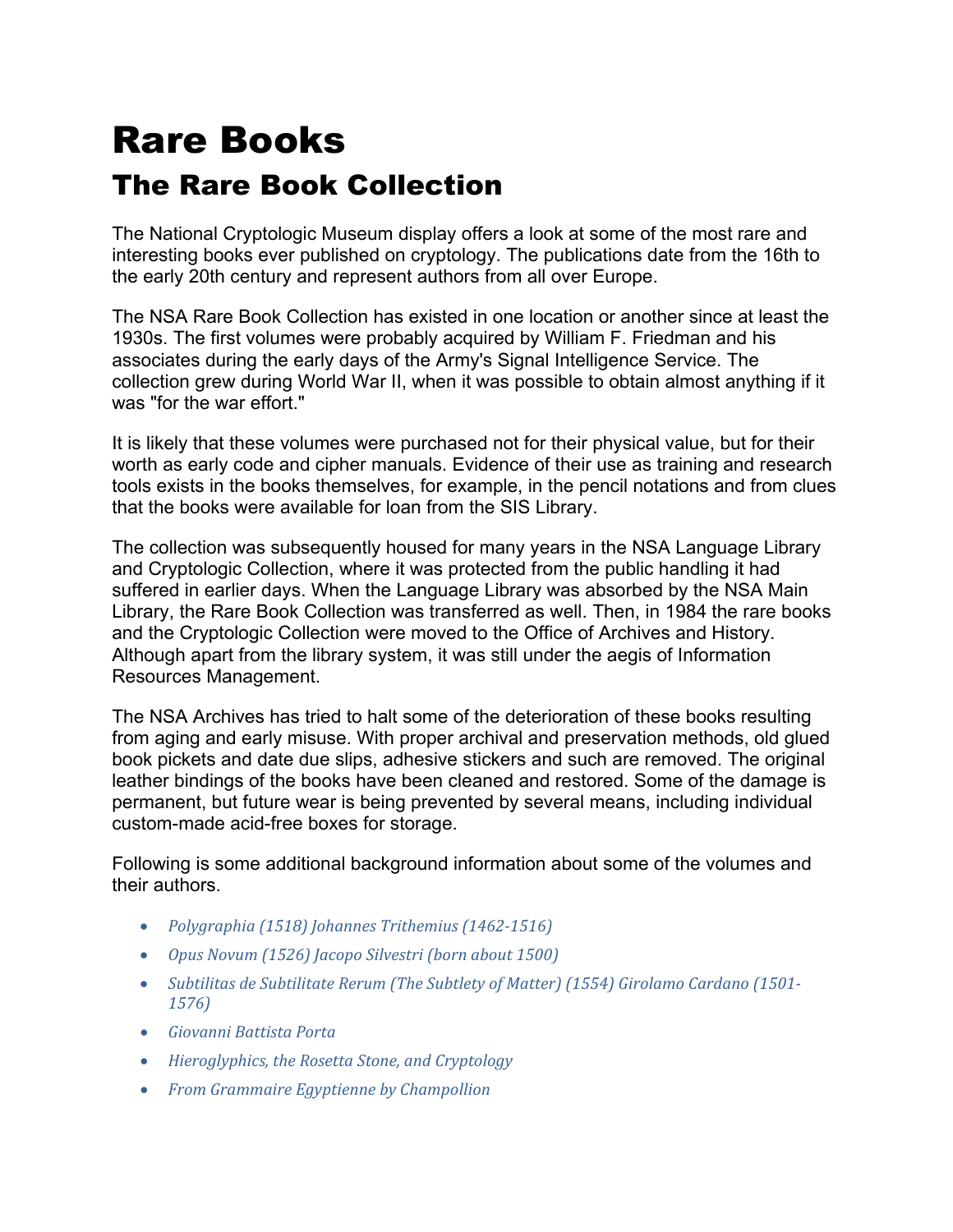# Rare Books

## The Rare Book Collection

The National Cryptologic Museum display offers a look at some of the most rare and interesting books ever published on cryptology. The publications date from the 16th to the early 20th century and represent authors from all over Europe.

The NSA Rare Book Collection has existed in one location or another since at least the 1930s. The first volumes were probably acquired by William F. Friedman and his associates during the early days of the Army's Signal Intelligence Service. The collection grew during World War II, when it was possible to obtain almost anything if it was "for the war effort."

It is likely that these volumes were purchased not for their physical value, but for their worth as early code and cipher manuals. Evidence of their use as training and research tools exists in the books themselves, for example, in the pencil notations and from clues that the books were available for loan from the SIS Library.

The collection was subsequently housed for many years in the NSA Language Library and Cryptologic Collection, where it was protected from the public handling it had suffered in earlier days. When the Language Library was absorbed by the NSA Main Library, the Rare Book Collection was transferred as well. Then, in 1984 the rare books and the Cryptologic Collection were moved to the Office of Archives and History. Although apart from the library system, it was still under the aegis of Information Resources Management.

The NSA Archives has tried to halt some of the deterioration of these books resulting from aging and early misuse. With proper archival and preservation methods, old glued book pickets and date due slips, adhesive stickers and such are removed. The original leather bindings of the books have been cleaned and restored. Some of the damage is permanent, but future wear is being prevented by several means, including individual custom-made acid-free boxes for storage.

Following is some additional background information about some of the volumes and their authors.

- *Polygraphia (1518) Johannes Trithemius (1462-1516)*
- *Opus Novum (1526) Jacopo Silvestri (born about 1500)*
- *Subtilitas de Subtilitate Rerum (The Subtlety of Matter) (1554) Girolamo Cardano (1501-1576)*
- *Giovanni Battista Porta*
- *Hieroglyphics, the Rosetta Stone, and Cryptology*
- *From Grammaire Egyptienne by Champollion*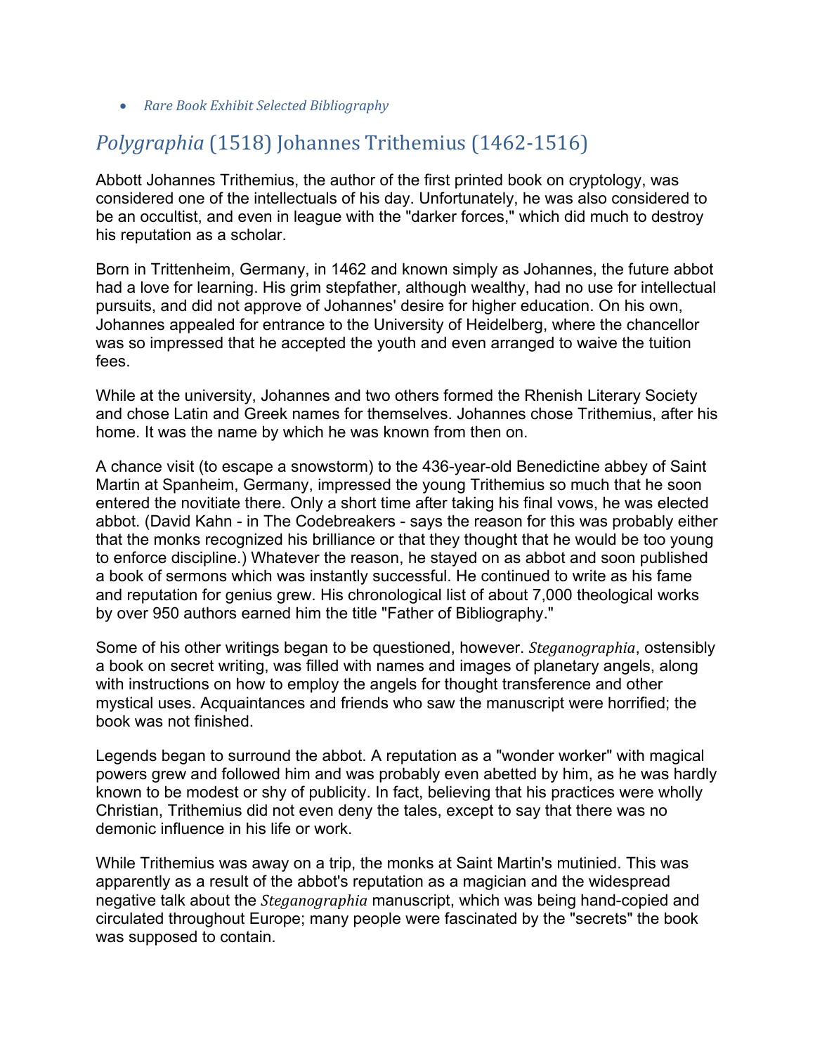- *Rare Book Exhibit Selected Bibliography*

## *Polygraphia* (1518) Johannes Trithemius (1462-1516)

Abbott Johannes Trithemius, the author of the first printed book on cryptology, was considered one of the intellectuals of his day. Unfortunately, he was also considered to be an occultist, and even in league with the "darker forces," which did much to destroy his reputation as a scholar.

Born in Trittenheim, Germany, in 1462 and known simply as Johannes, the future abbot had a love for learning. His grim stepfather, although wealthy, had no use for intellectual pursuits, and did not approve of Johannes' desire for higher education. On his own, Johannes appealed for entrance to the University of Heidelberg, where the chancellor was so impressed that he accepted the youth and even arranged to waive the tuition fees.

While at the university, Johannes and two others formed the Rhenish Literary Society and chose Latin and Greek names for themselves. Johannes chose Trithemius, after his home. It was the name by which he was known from then on.

A chance visit (to escape a snowstorm) to the 436-year-old Benedictine abbey of Saint Martin at Spanheim, Germany, impressed the young Trithemius so much that he soon entered the novitiate there. Only a short time after taking his final vows, he was elected abbot. (David Kahn - in The Codebreakers - says the reason for this was probably either that the monks recognized his brilliance or that they thought that he would be too young to enforce discipline.) Whatever the reason, he stayed on as abbot and soon published a book of sermons which was instantly successful. He continued to write as his fame and reputation for genius grew. His chronological list of about 7,000 theological works by over 950 authors earned him the title "Father of Bibliography."

Some of his other writings began to be questioned, however. *Steganographia*, ostensibly a book on secret writing, was filled with names and images of planetary angels, along with instructions on how to employ the angels for thought transference and other mystical uses. Acquaintances and friends who saw the manuscript were horrified; the book was not finished.

Legends began to surround the abbot. A reputation as a "wonder worker" with magical powers grew and followed him and was probably even abetted by him, as he was hardly known to be modest or shy of publicity. In fact, believing that his practices were wholly Christian, Trithemius did not even deny the tales, except to say that there was no demonic influence in his life or work.

While Trithemius was away on a trip, the monks at Saint Martin's mutinied. This was apparently as a result of the abbot's reputation as a magician and the widespread negative talk about the *Steganographia* manuscript, which was being hand-copied and circulated throughout Europe; many people were fascinated by the "secrets" the book was supposed to contain.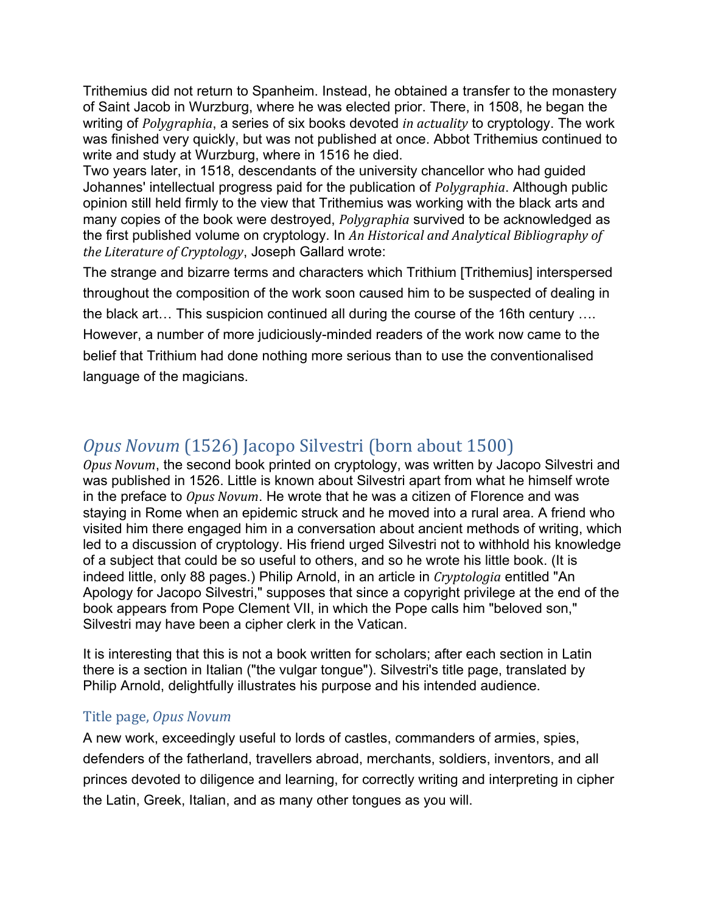Trithemius did not return to Spanheim. Instead, he obtained a transfer to the monastery of Saint Jacob in Wurzburg, where he was elected prior. There, in 1508, he began the writing of *Polygraphia*, a series of six books devoted *in actuality* to cryptology. The work was finished very quickly, but was not published at once. Abbot Trithemius continued to write and study at Wurzburg, where in 1516 he died.

Two years later, in 1518, descendants of the university chancellor who had guided Johannes' intellectual progress paid for the publication of *Polygraphia*. Although public opinion still held firmly to the view that Trithemius was working with the black arts and many copies of the book were destroyed, *Polygraphia* survived to be acknowledged as the first published volume on cryptology. In *An Historical and Analytical Bibliography of the Literature of Cryptology*, Joseph Gallard wrote:

The strange and bizarre terms and characters which Trithium [Trithemius] interspersed throughout the composition of the work soon caused him to be suspected of dealing in the black art… This suspicion continued all during the course of the 16th century …. However, a number of more judiciously-minded readers of the work now came to the belief that Trithium had done nothing more serious than to use the conventionalised language of the magicians.

## *Opus Novum* (1526) Jacopo Silvestri (born about 1500)

*Opus Novum*, the second book printed on cryptology, was written by Jacopo Silvestri and was published in 1526. Little is known about Silvestri apart from what he himself wrote in the preface to *Opus Novum*. He wrote that he was a citizen of Florence and was staying in Rome when an epidemic struck and he moved into a rural area. A friend who visited him there engaged him in a conversation about ancient methods of writing, which led to a discussion of cryptology. His friend urged Silvestri not to withhold his knowledge of a subject that could be so useful to others, and so he wrote his little book. (It is indeed little, only 88 pages.) Philip Arnold, in an article in *Cryptologia* entitled "An Apology for Jacopo Silvestri," supposes that since a copyright privilege at the end of the book appears from Pope Clement VII, in which the Pope calls him "beloved son," Silvestri may have been a cipher clerk in the Vatican.

It is interesting that this is not a book written for scholars; after each section in Latin there is a section in Italian ("the vulgar tongue"). Silvestri's title page, translated by Philip Arnold, delightfully illustrates his purpose and his intended audience.

### Title page, *Opus Novum*

A new work, exceedingly useful to lords of castles, commanders of armies, spies, defenders of the fatherland, travellers abroad, merchants, soldiers, inventors, and all princes devoted to diligence and learning, for correctly writing and interpreting in cipher the Latin, Greek, Italian, and as many other tongues as you will.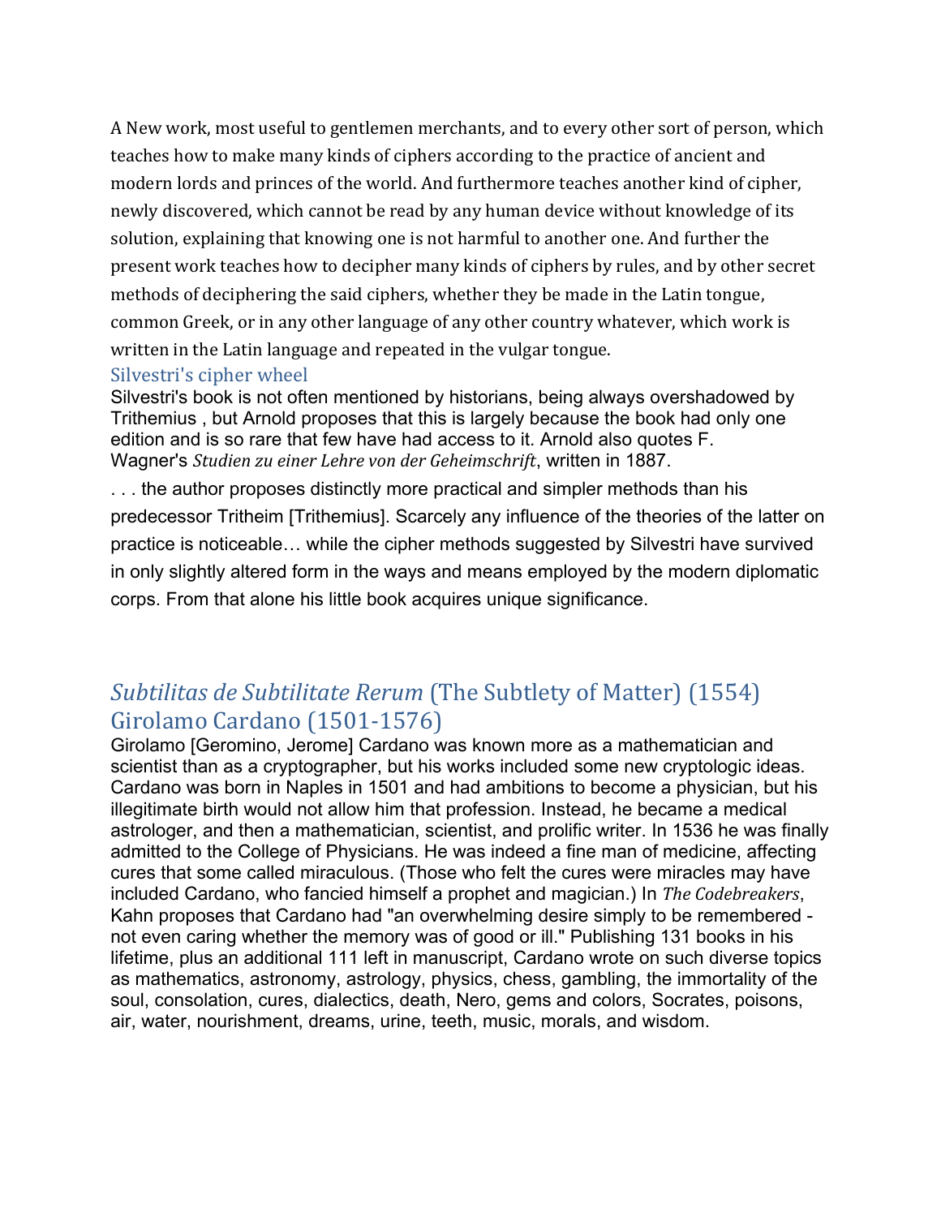A New work, most useful to gentlemen merchants, and to every other sort of person, which teaches how to make many kinds of ciphers according to the practice of ancient and modern lords and princes of the world. And furthermore teaches another kind of cipher, newly discovered, which cannot be read by any human device without knowledge of its solution, explaining that knowing one is not harmful to another one. And further the present work teaches how to decipher many kinds of ciphers by rules, and by other secret methods of deciphering the said ciphers, whether they be made in the Latin tongue, common Greek, or in any other language of any other country whatever, which work is written in the Latin language and repeated in the vulgar tongue.

### Silvestri's cipher wheel

Silvestri's book is not often mentioned by historians, being always overshadowed by Trithemius , but Arnold proposes that this is largely because the book had only one edition and is so rare that few have had access to it. Arnold also quotes F. Wagner's *Studien zu einer Lehre von der Geheimschrift*, written in 1887.

. . . the author proposes distinctly more practical and simpler methods than his predecessor Tritheim [Trithemius]. Scarcely any influence of the theories of the latter on practice is noticeable… while the cipher methods suggested by Silvestri have survived in only slightly altered form in the ways and means employed by the modern diplomatic corps. From that alone his little book acquires unique significance.

## *Subtilitas de Subtilitate Rerum* (The Subtlety of Matter) (1554) Girolamo Cardano (1501-1576)

Girolamo [Geromino, Jerome] Cardano was known more as a mathematician and scientist than as a cryptographer, but his works included some new cryptologic ideas. Cardano was born in Naples in 1501 and had ambitions to become a physician, but his illegitimate birth would not allow him that profession. Instead, he became a medical astrologer, and then a mathematician, scientist, and prolific writer. In 1536 he was finally admitted to the College of Physicians. He was indeed a fine man of medicine, affecting cures that some called miraculous. (Those who felt the cures were miracles may have included Cardano, who fancied himself a prophet and magician.) In *The Codebreakers*, Kahn proposes that Cardano had "an overwhelming desire simply to be remembered - not even caring whether the memory was of good or ill." Publishing 131 books in his lifetime, plus an additional 111 left in manuscript, Cardano wrote on such diverse topics as mathematics, astronomy, astrology, physics, chess, gambling, the immortality of the soul, consolation, cures, dialectics, death, Nero, gems and colors, Socrates, poisons, air, water, nourishment, dreams, urine, teeth, music, morals, and wisdom.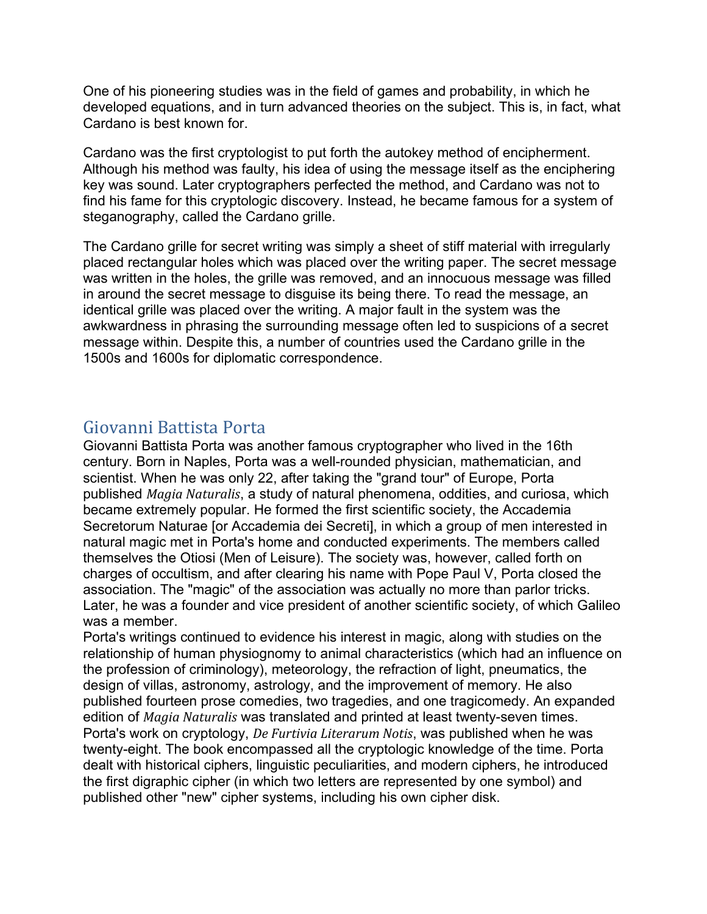One of his pioneering studies was in the field of games and probability, in which he developed equations, and in turn advanced theories on the subject. This is, in fact, what Cardano is best known for.

Cardano was the first cryptologist to put forth the autokey method of encipherment. Although his method was faulty, his idea of using the message itself as the enciphering key was sound. Later cryptographers perfected the method, and Cardano was not to find his fame for this cryptologic discovery. Instead, he became famous for a system of steganography, called the Cardano grille.

The Cardano grille for secret writing was simply a sheet of stiff material with irregularly placed rectangular holes which was placed over the writing paper. The secret message was written in the holes, the grille was removed, and an innocuous message was filled in around the secret message to disguise its being there. To read the message, an identical grille was placed over the writing. A major fault in the system was the awkwardness in phrasing the surrounding message often led to suspicions of a secret message within. Despite this, a number of countries used the Cardano grille in the 1500s and 1600s for diplomatic correspondence.

## Giovanni Battista Porta

Giovanni Battista Porta was another famous cryptographer who lived in the 16th century. Born in Naples, Porta was a well-rounded physician, mathematician, and scientist. When he was only 22, after taking the "grand tour" of Europe, Porta published *Magia Naturalis*, a study of natural phenomena, oddities, and curiosa, which became extremely popular. He formed the first scientific society, the Accademia Secretorum Naturae [or Accademia dei Secreti], in which a group of men interested in natural magic met in Porta's home and conducted experiments. The members called themselves the Otiosi (Men of Leisure). The society was, however, called forth on charges of occultism, and after clearing his name with Pope Paul V, Porta closed the association. The "magic" of the association was actually no more than parlor tricks. Later, he was a founder and vice president of another scientific society, of which Galileo was a member.

Porta's writings continued to evidence his interest in magic, along with studies on the relationship of human physiognomy to animal characteristics (which had an influence on the profession of criminology), meteorology, the refraction of light, pneumatics, the design of villas, astronomy, astrology, and the improvement of memory. He also published fourteen prose comedies, two tragedies, and one tragicomedy. An expanded edition of *Magia Naturalis* was translated and printed at least twenty-seven times. Porta's work on cryptology, *De Furtivia Literarum Notis*, was published when he was twenty-eight. The book encompassed all the cryptologic knowledge of the time. Porta dealt with historical ciphers, linguistic peculiarities, and modern ciphers, he introduced the first digraphic cipher (in which two letters are represented by one symbol) and published other "new" cipher systems, including his own cipher disk.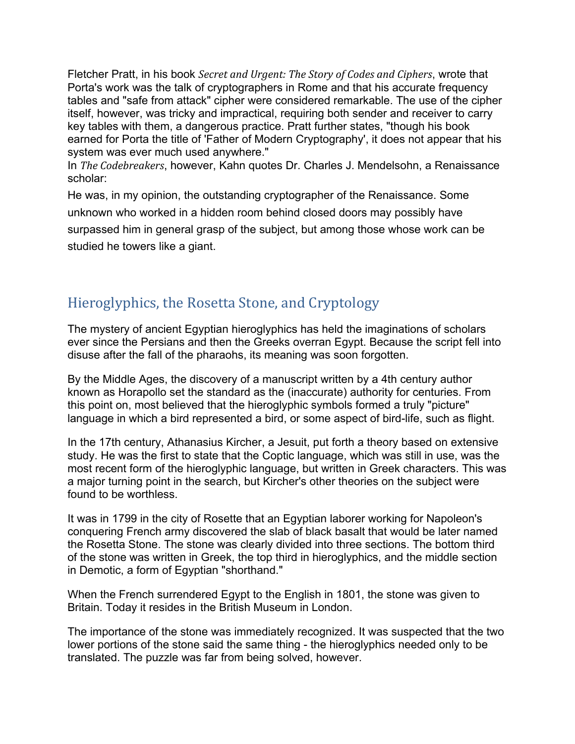Fletcher Pratt, in his book *Secret and Urgent: The Story of Codes and Ciphers*, wrote that Porta's work was the talk of cryptographers in Rome and that his accurate frequency tables and "safe from attack" cipher were considered remarkable. The use of the cipher itself, however, was tricky and impractical, requiring both sender and receiver to carry key tables with them, a dangerous practice. Pratt further states, "though his book earned for Porta the title of 'Father of Modern Cryptography', it does not appear that his system was ever much used anywhere."

In *The Codebreakers*, however, Kahn quotes Dr. Charles J. Mendelsohn, a Renaissance scholar:

He was, in my opinion, the outstanding cryptographer of the Renaissance. Some unknown who worked in a hidden room behind closed doors may possibly have surpassed him in general grasp of the subject, but among those whose work can be studied he towers like a giant.

## Hieroglyphics, the Rosetta Stone, and Cryptology

The mystery of ancient Egyptian hieroglyphics has held the imaginations of scholars ever since the Persians and then the Greeks overran Egypt. Because the script fell into disuse after the fall of the pharaohs, its meaning was soon forgotten.

By the Middle Ages, the discovery of a manuscript written by a 4th century author known as Horapollo set the standard as the (inaccurate) authority for centuries. From this point on, most believed that the hieroglyphic symbols formed a truly "picture" language in which a bird represented a bird, or some aspect of bird-life, such as flight.

In the 17th century, Athanasius Kircher, a Jesuit, put forth a theory based on extensive study. He was the first to state that the Coptic language, which was still in use, was the most recent form of the hieroglyphic language, but written in Greek characters. This was a major turning point in the search, but Kircher's other theories on the subject were found to be worthless.

It was in 1799 in the city of Rosette that an Egyptian laborer working for Napoleon's conquering French army discovered the slab of black basalt that would be later named the Rosetta Stone. The stone was clearly divided into three sections. The bottom third of the stone was written in Greek, the top third in hieroglyphics, and the middle section in Demotic, a form of Egyptian "shorthand."

When the French surrendered Egypt to the English in 1801, the stone was given to Britain. Today it resides in the British Museum in London.

The importance of the stone was immediately recognized. It was suspected that the two lower portions of the stone said the same thing - the hieroglyphics needed only to be translated. The puzzle was far from being solved, however.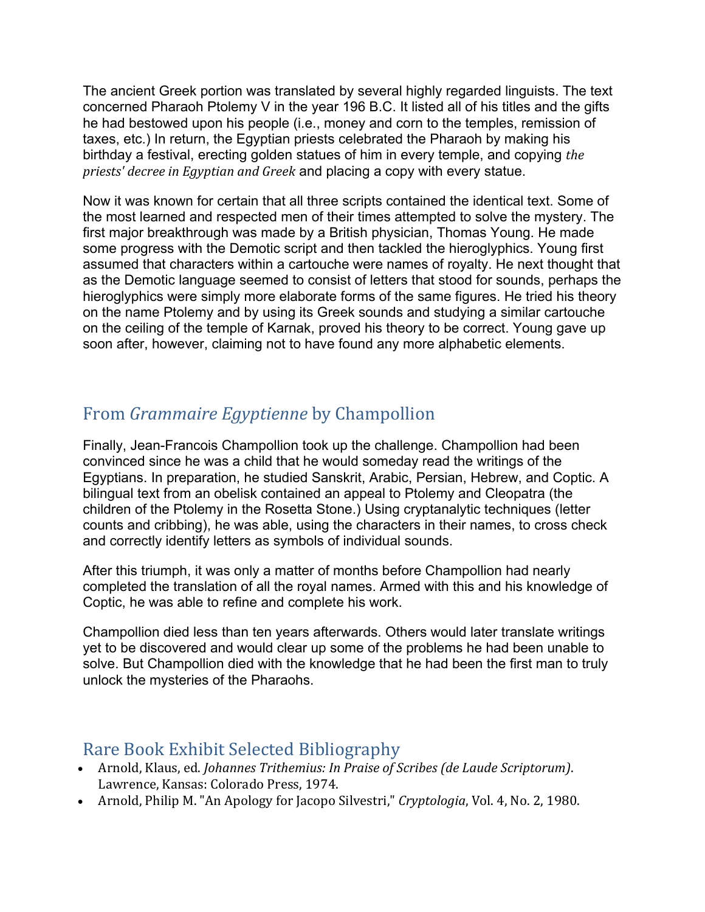The ancient Greek portion was translated by several highly regarded linguists. The text concerned Pharaoh Ptolemy V in the year 196 B.C. It listed all of his titles and the gifts he had bestowed upon his people (i.e., money and corn to the temples, remission of taxes, etc.) In return, the Egyptian priests celebrated the Pharaoh by making his birthday a festival, erecting golden statues of him in every temple, and copying *the priests' decree in Egyptian and Greek* and placing a copy with every statue.

Now it was known for certain that all three scripts contained the identical text. Some of the most learned and respected men of their times attempted to solve the mystery. The first major breakthrough was made by a British physician, Thomas Young. He made some progress with the Demotic script and then tackled the hieroglyphics. Young first assumed that characters within a cartouche were names of royalty. He next thought that as the Demotic language seemed to consist of letters that stood for sounds, perhaps the hieroglyphics were simply more elaborate forms of the same figures. He tried his theory on the name Ptolemy and by using its Greek sounds and studying a similar cartouche on the ceiling of the temple of Karnak, proved his theory to be correct. Young gave up soon after, however, claiming not to have found any more alphabetic elements.

## From *Grammaire Egyptienne* by Champollion

Finally, Jean-Francois Champollion took up the challenge. Champollion had been convinced since he was a child that he would someday read the writings of the Egyptians. In preparation, he studied Sanskrit, Arabic, Persian, Hebrew, and Coptic. A bilingual text from an obelisk contained an appeal to Ptolemy and Cleopatra (the children of the Ptolemy in the Rosetta Stone.) Using cryptanalytic techniques (letter counts and cribbing), he was able, using the characters in their names, to cross check and correctly identify letters as symbols of individual sounds.

After this triumph, it was only a matter of months before Champollion had nearly completed the translation of all the royal names. Armed with this and his knowledge of Coptic, he was able to refine and complete his work.

Champollion died less than ten years afterwards. Others would later translate writings yet to be discovered and would clear up some of the problems he had been unable to solve. But Champollion died with the knowledge that he had been the first man to truly unlock the mysteries of the Pharaohs.

## Rare Book Exhibit Selected Bibliography

- Arnold, Klaus, ed. *Johannes Trithemius: In Praise of Scribes (de Laude Scriptorum)*. Lawrence, Kansas: Colorado Press, 1974.
- Arnold, Philip M. "An Apology for Jacopo Silvestri," *Cryptologia*, Vol. 4, No. 2, 1980.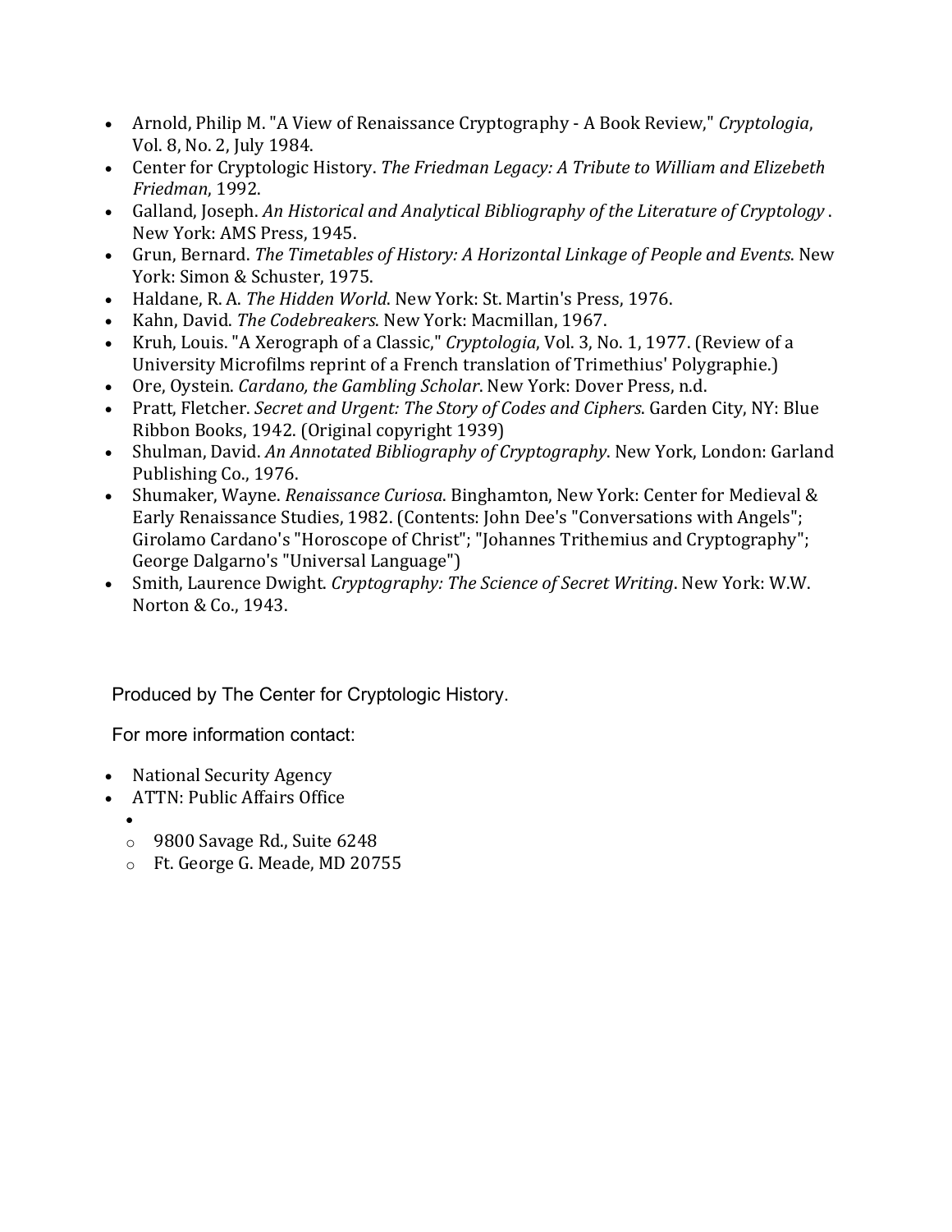- Arnold, Philip M. "A View of Renaissance Cryptography - A Book Review," *Cryptologia*, Vol. 8, No. 2, July 1984.
- Center for Cryptologic History. *The Friedman Legacy: A Tribute to William and Elizebeth Friedman*, 1992.
- Galland, Joseph. *An Historical and Analytical Bibliography of the Literature of Cryptology* . New York: AMS Press, 1945.
- Grun, Bernard. *The Timetables of History: A Horizontal Linkage of People and Events*. New York: Simon & Schuster, 1975.
- Haldane, R. A. *The Hidden World*. New York: St. Martin's Press, 1976.
- Kahn, David. *The Codebreakers*. New York: Macmillan, 1967.
- Kruh, Louis. "A Xerograph of a Classic," *Cryptologia*, Vol. 3, No. 1, 1977. (Review of a University Microfilms reprint of a French translation of Trimethius' Polygraphie.)
- Ore, Oystein. *Cardano, the Gambling Scholar*. New York: Dover Press, n.d.
- Pratt, Fletcher. *Secret and Urgent: The Story of Codes and Ciphers*. Garden City, NY: Blue Ribbon Books, 1942. (Original copyright 1939)
- Shulman, David. *An Annotated Bibliography of Cryptography*. New York, London: Garland Publishing Co., 1976.
- Shumaker, Wayne. *Renaissance Curiosa*. Binghamton, New York: Center for Medieval & Early Renaissance Studies, 1982. (Contents: John Dee's "Conversations with Angels"; Girolamo Cardano's "Horoscope of Christ"; "Johannes Trithemius and Cryptography"; George Dalgarno's "Universal Language")
- Smith, Laurence Dwight. *Cryptography: The Science of Secret Writing*. New York: W.W. Norton & Co., 1943.

Produced by The Center for Cryptologic History.

For more information contact:

- National Security Agency
- ATTN: Public Affairs Office
  - 9800 Savage Rd., Suite 6248
  - Ft. George G. Meade, MD 20755